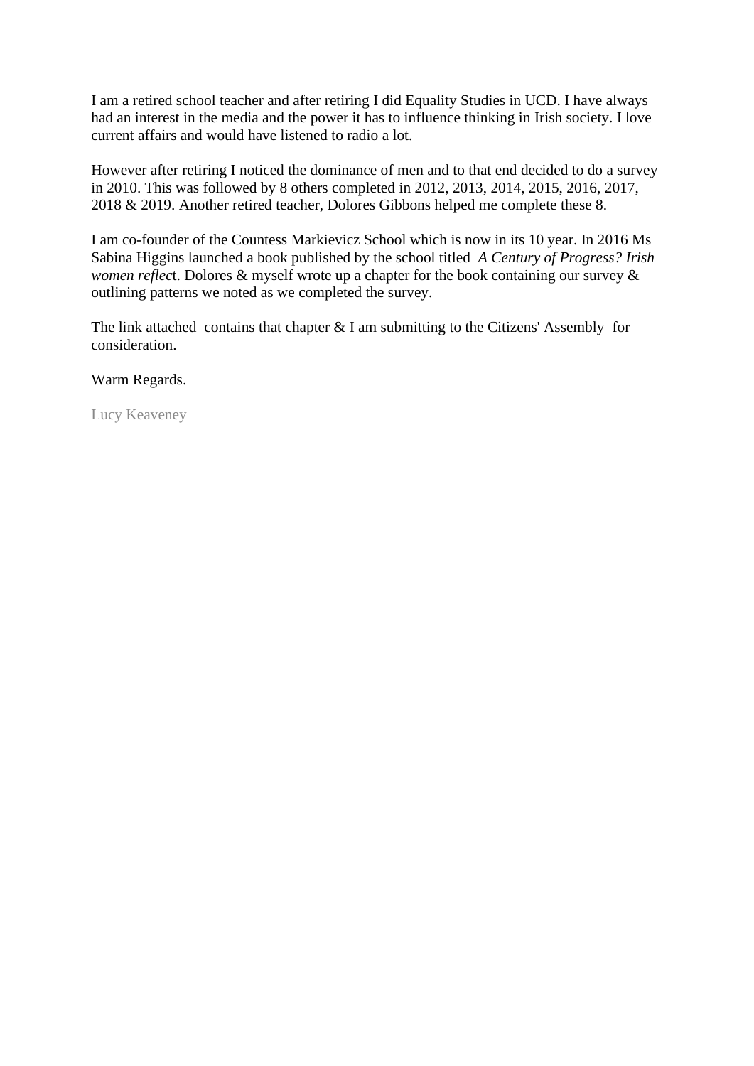I am a retired school teacher and after retiring I did Equality Studies in UCD. I have always had an interest in the media and the power it has to influence thinking in Irish society. I love current affairs and would have listened to radio a lot.

However after retiring I noticed the dominance of men and to that end decided to do a survey in 2010. This was followed by 8 others completed in 2012, 2013, 2014, 2015, 2016, 2017, 2018 & 2019. Another retired teacher, Dolores Gibbons helped me complete these 8.

I am co-founder of the Countess Markievicz School which is now in its 10 year. In 2016 Ms Sabina Higgins launched a book published by the school titled *A Century of Progress? Irish women reflec*t. Dolores & myself wrote up a chapter for the book containing our survey & outlining patterns we noted as we completed the survey.

The link attached contains that chapter & I am submitting to the Citizens' Assembly for consideration.

Warm Regards.

Lucy Keaveney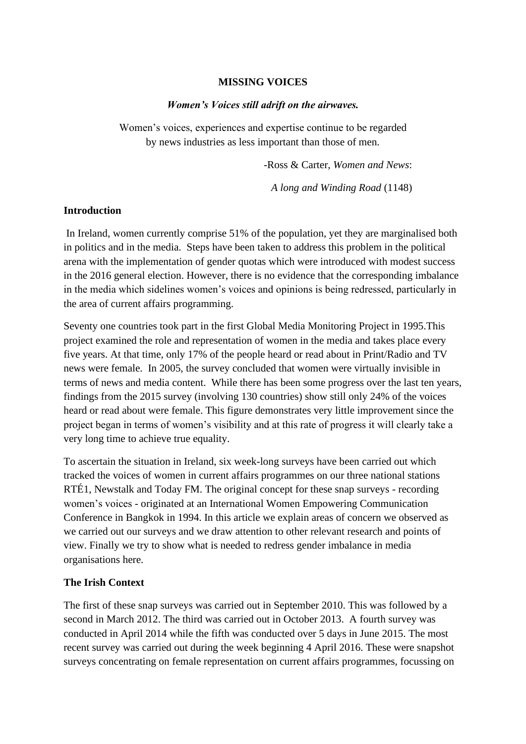**MISSING VOICES**

***Women's Voices still adrift on the airwaves.***

Women's voices, experiences and expertise continue to be regarded by news industries as less important than those of men.

-Ross & Carter, *Women and News*:

*A long and Winding Road* (1148)

**Introduction**

In Ireland, women currently comprise 51% of the population, yet they are marginalised both in politics and in the media. Steps have been taken to address this problem in the political arena with the implementation of gender quotas which were introduced with modest success in the 2016 general election. However, there is no evidence that the corresponding imbalance in the media which sidelines women's voices and opinions is being redressed, particularly in the area of current affairs programming.

Seventy one countries took part in the first Global Media Monitoring Project in 1995.This project examined the role and representation of women in the media and takes place every five years. At that time, only 17% of the people heard or read about in Print/Radio and TV news were female. In 2005, the survey concluded that women were virtually invisible in terms of news and media content. While there has been some progress over the last ten years, findings from the 2015 survey (involving 130 countries) show still only 24% of the voices heard or read about were female. This figure demonstrates very little improvement since the project began in terms of women's visibility and at this rate of progress it will clearly take a very long time to achieve true equality.

To ascertain the situation in Ireland, six week-long surveys have been carried out which tracked the voices of women in current affairs programmes on our three national stations RTÉ1, Newstalk and Today FM. The original concept for these snap surveys - recording women's voices - originated at an International Women Empowering Communication Conference in Bangkok in 1994. In this article we explain areas of concern we observed as we carried out our surveys and we draw attention to other relevant research and points of view. Finally we try to show what is needed to redress gender imbalance in media organisations here.

**The Irish Context**

The first of these snap surveys was carried out in September 2010. This was followed by a second in March 2012. The third was carried out in October 2013. A fourth survey was conducted in April 2014 while the fifth was conducted over 5 days in June 2015. The most recent survey was carried out during the week beginning 4 April 2016. These were snapshot surveys concentrating on female representation on current affairs programmes, focussing on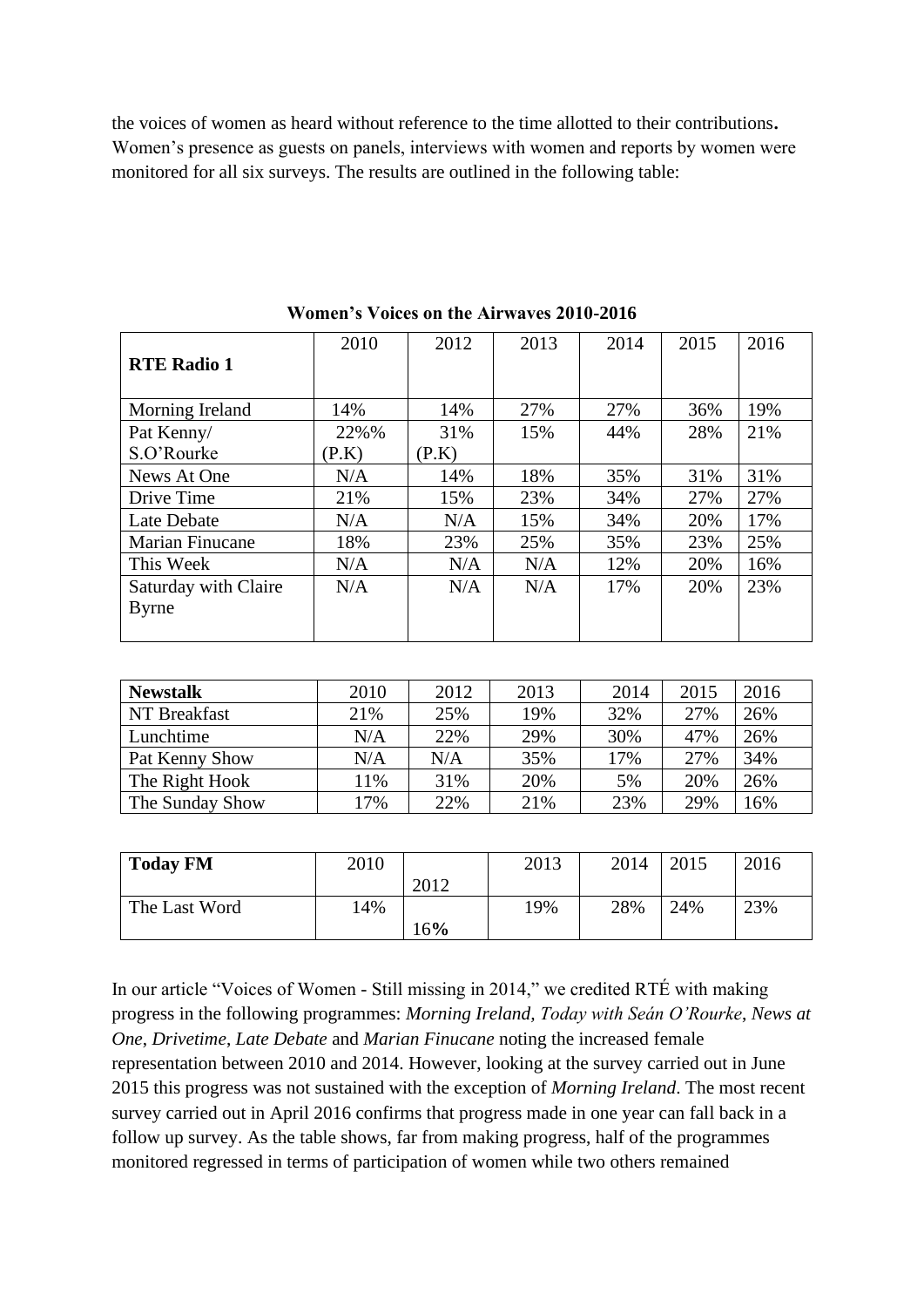the voices of women as heard without reference to the time allotted to their contributions**.** Women's presence as guests on panels, interviews with women and reports by women were monitored for all six surveys. The results are outlined in the following table:

**Women's Voices on the Airwaves 2010-2016**

| **RTE Radio 1** | 2010 | 2012 | 2013 | 2014 | 2015 | 2016 |
|---|---|---|---|---|---|---|
| Morning Ireland | 14% | 14% | 27% | 27% | 36% | 19% |
| Pat Kenny/ S.O'Rourke | 22%% (P.K) | 31% (P.K) | 15% | 44% | 28% | 21% |
| News At One | N/A | 14% | 18% | 35% | 31% | 31% |
| Drive Time | 21% | 15% | 23% | 34% | 27% | 27% |
| Late Debate | N/A | N/A | 15% | 34% | 20% | 17% |
| Marian Finucane | 18% | 23% | 25% | 35% | 23% | 25% |
| This Week | N/A | N/A | N/A | 12% | 20% | 16% |
| Saturday with Claire Byrne | N/A | N/A | N/A | 17% | 20% | 23% |

| **Newstalk** | 2010 | 2012 | 2013 | 2014 | 2015 | 2016 |
|---|---|---|---|---|---|---|
| NT Breakfast | 21% | 25% | 19% | 32% | 27% | 26% |
| Lunchtime | N/A | 22% | 29% | 30% | 47% | 26% |
| Pat Kenny Show | N/A | N/A | 35% | 17% | 27% | 34% |
| The Right Hook | 11% | 31% | 20% | 5% | 20% | 26% |
| The Sunday Show | 17% | 22% | 21% | 23% | 29% | 16% |

| **Today FM** | 2010 | 2012 | 2013 | 2014 | 2015 | 2016 |
|---|---|---|---|---|---|---|
| The Last Word | 14% | 16**%** | 19% | 28% | 24% | 23% |

In our article "Voices of Women - Still missing in 2014," we credited RTÉ with making progress in the following programmes: *Morning Ireland, Today with Seán O'Rourke*, *News at One*, *Drivetime*, *Late Debate* and *Marian Finucane* noting the increased female representation between 2010 and 2014. However, looking at the survey carried out in June 2015 this progress was not sustained with the exception of *Morning Ireland*. The most recent survey carried out in April 2016 confirms that progress made in one year can fall back in a follow up survey. As the table shows, far from making progress, half of the programmes monitored regressed in terms of participation of women while two others remained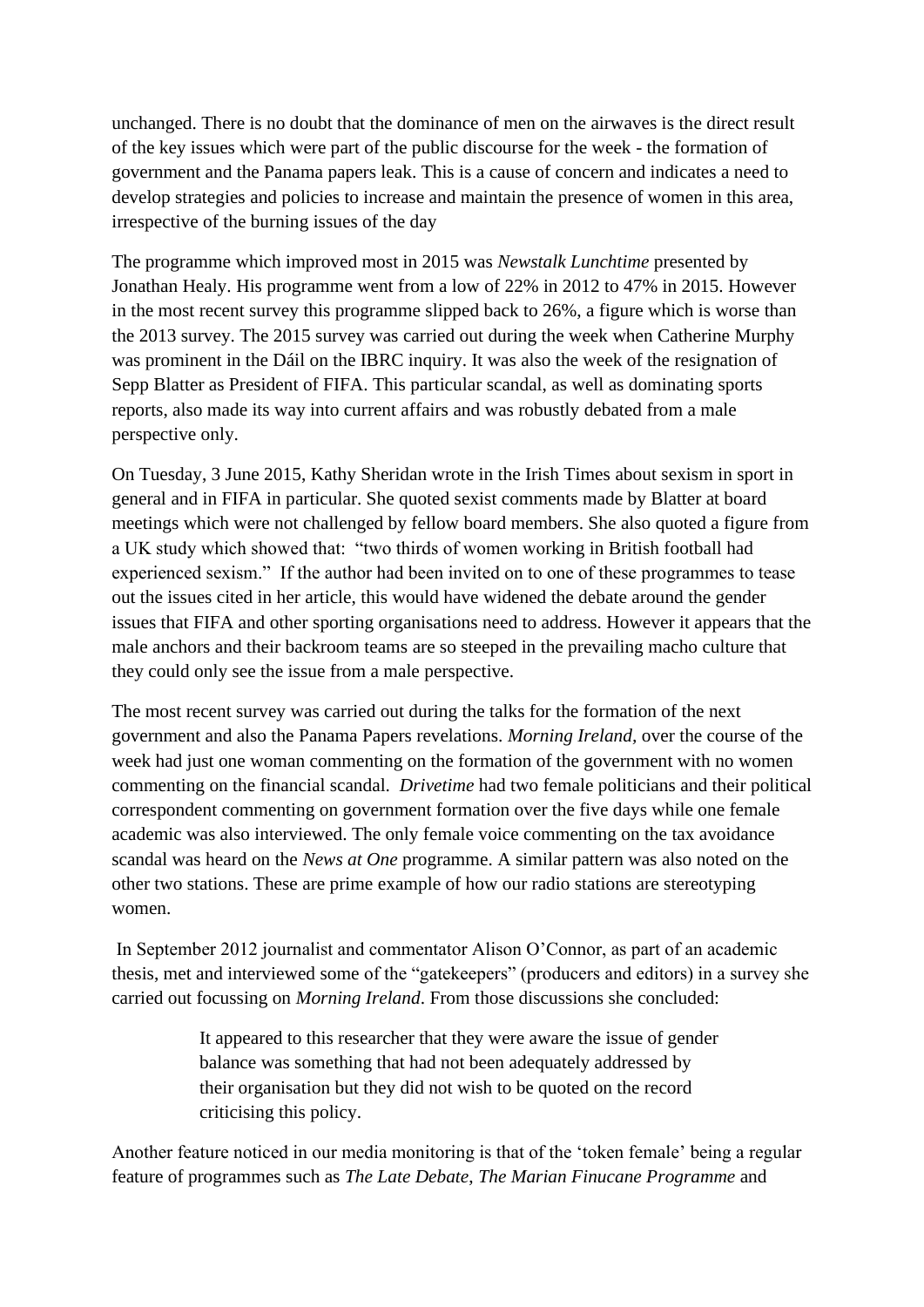unchanged. There is no doubt that the dominance of men on the airwaves is the direct result of the key issues which were part of the public discourse for the week - the formation of government and the Panama papers leak. This is a cause of concern and indicates a need to develop strategies and policies to increase and maintain the presence of women in this area, irrespective of the burning issues of the day

The programme which improved most in 2015 was *Newstalk Lunchtime* presented by Jonathan Healy. His programme went from a low of 22% in 2012 to 47% in 2015. However in the most recent survey this programme slipped back to 26%, a figure which is worse than the 2013 survey. The 2015 survey was carried out during the week when Catherine Murphy was prominent in the Dáil on the IBRC inquiry. It was also the week of the resignation of Sepp Blatter as President of FIFA. This particular scandal, as well as dominating sports reports, also made its way into current affairs and was robustly debated from a male perspective only.

On Tuesday, 3 June 2015, Kathy Sheridan wrote in the Irish Times about sexism in sport in general and in FIFA in particular. She quoted sexist comments made by Blatter at board meetings which were not challenged by fellow board members. She also quoted a figure from a UK study which showed that: "two thirds of women working in British football had experienced sexism." If the author had been invited on to one of these programmes to tease out the issues cited in her article, this would have widened the debate around the gender issues that FIFA and other sporting organisations need to address. However it appears that the male anchors and their backroom teams are so steeped in the prevailing macho culture that they could only see the issue from a male perspective.

The most recent survey was carried out during the talks for the formation of the next government and also the Panama Papers revelations. *Morning Ireland,* over the course of the week had just one woman commenting on the formation of the government with no women commenting on the financial scandal. *Drivetime* had two female politicians and their political correspondent commenting on government formation over the five days while one female academic was also interviewed. The only female voice commenting on the tax avoidance scandal was heard on the *News at One* programme. A similar pattern was also noted on the other two stations. These are prime example of how our radio stations are stereotyping women.

In September 2012 journalist and commentator Alison O'Connor, as part of an academic thesis, met and interviewed some of the "gatekeepers" (producers and editors) in a survey she carried out focussing on *Morning Ireland*. From those discussions she concluded:

> It appeared to this researcher that they were aware the issue of gender balance was something that had not been adequately addressed by their organisation but they did not wish to be quoted on the record criticising this policy.

Another feature noticed in our media monitoring is that of the 'token female' being a regular feature of programmes such as *The Late Debate, The Marian Finucane Programme* and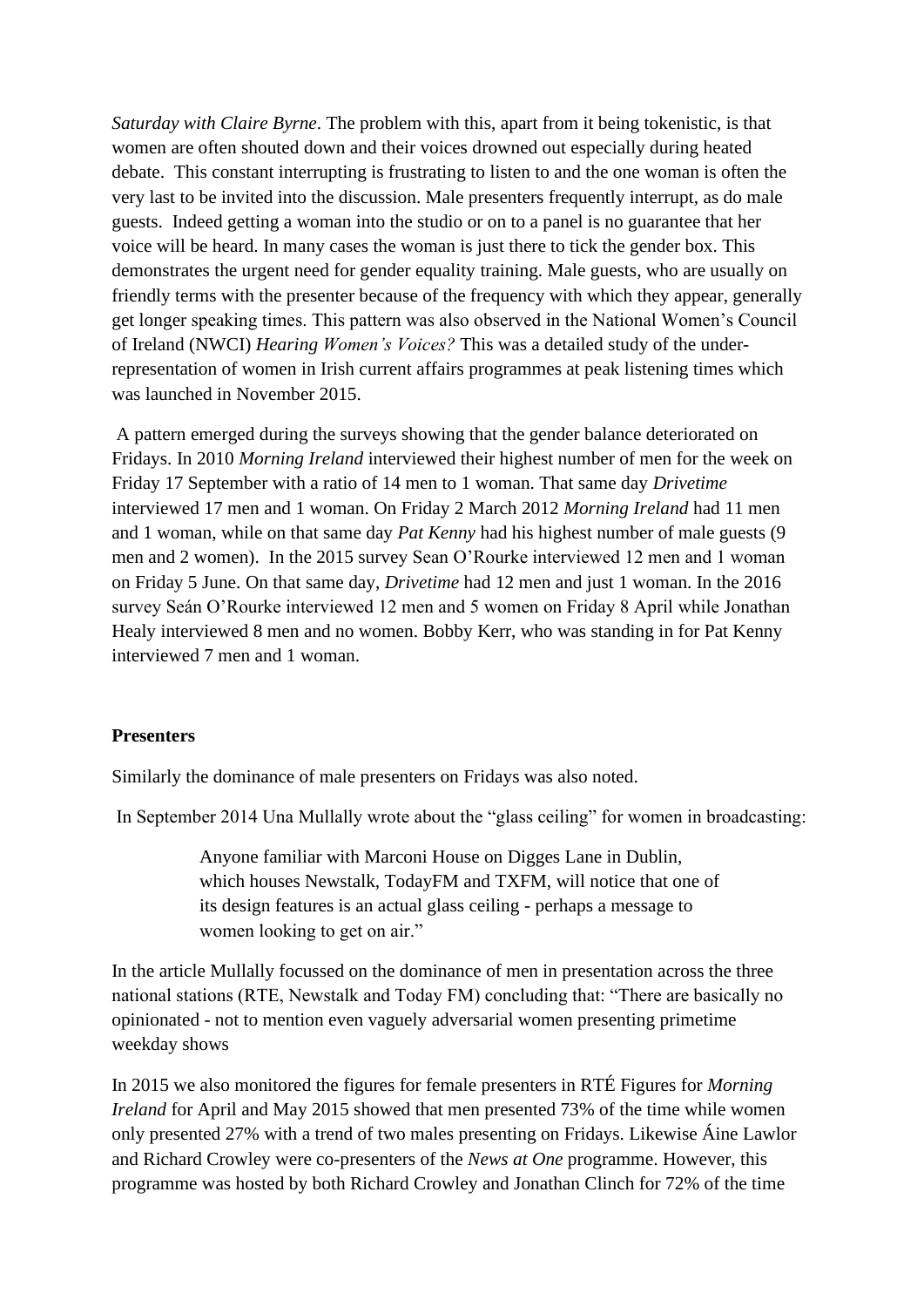*Saturday with Claire Byrne*. The problem with this, apart from it being tokenistic, is that women are often shouted down and their voices drowned out especially during heated debate. This constant interrupting is frustrating to listen to and the one woman is often the very last to be invited into the discussion. Male presenters frequently interrupt, as do male guests. Indeed getting a woman into the studio or on to a panel is no guarantee that her voice will be heard. In many cases the woman is just there to tick the gender box. This demonstrates the urgent need for gender equality training. Male guests, who are usually on friendly terms with the presenter because of the frequency with which they appear, generally get longer speaking times. This pattern was also observed in the National Women's Council of Ireland (NWCI) *Hearing Women's Voices?* This was a detailed study of the under-representation of women in Irish current affairs programmes at peak listening times which was launched in November 2015.

A pattern emerged during the surveys showing that the gender balance deteriorated on Fridays. In 2010 *Morning Ireland* interviewed their highest number of men for the week on Friday 17 September with a ratio of 14 men to 1 woman. That same day *Drivetime* interviewed 17 men and 1 woman. On Friday 2 March 2012 *Morning Ireland* had 11 men and 1 woman, while on that same day *Pat Kenny* had his highest number of male guests (9 men and 2 women). In the 2015 survey Sean O'Rourke interviewed 12 men and 1 woman on Friday 5 June. On that same day, *Drivetime* had 12 men and just 1 woman. In the 2016 survey Seán O'Rourke interviewed 12 men and 5 women on Friday 8 April while Jonathan Healy interviewed 8 men and no women. Bobby Kerr, who was standing in for Pat Kenny interviewed 7 men and 1 woman.

**Presenters**

Similarly the dominance of male presenters on Fridays was also noted.

In September 2014 Una Mullally wrote about the "glass ceiling" for women in broadcasting:

> Anyone familiar with Marconi House on Digges Lane in Dublin, which houses Newstalk, TodayFM and TXFM, will notice that one of its design features is an actual glass ceiling - perhaps a message to women looking to get on air."

In the article Mullally focussed on the dominance of men in presentation across the three national stations (RTE, Newstalk and Today FM) concluding that: "There are basically no opinionated - not to mention even vaguely adversarial women presenting primetime weekday shows

In 2015 we also monitored the figures for female presenters in RTÉ Figures for *Morning Ireland* for April and May 2015 showed that men presented 73% of the time while women only presented 27% with a trend of two males presenting on Fridays. Likewise Áine Lawlor and Richard Crowley were co-presenters of the *News at One* programme. However, this programme was hosted by both Richard Crowley and Jonathan Clinch for 72% of the time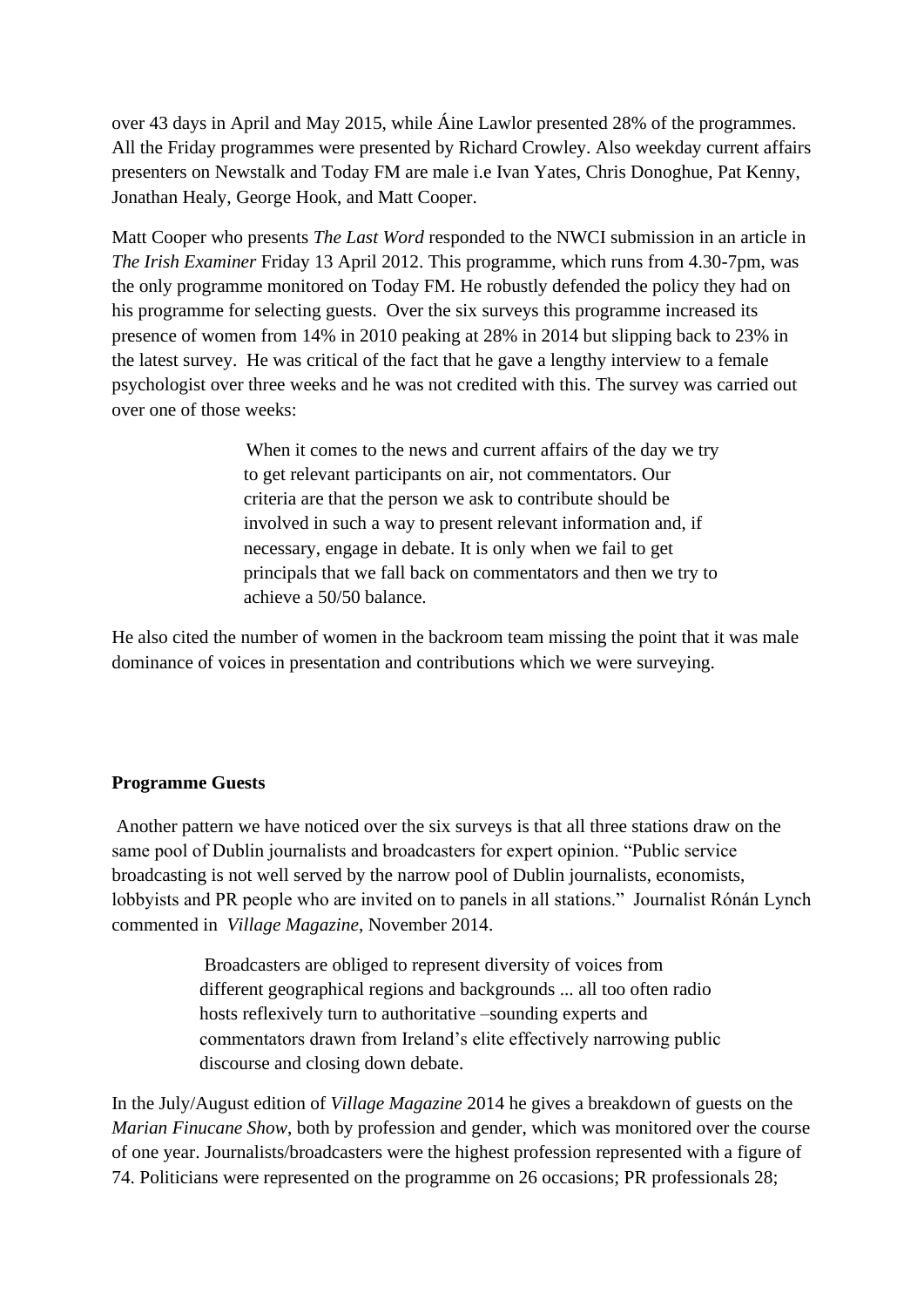over 43 days in April and May 2015, while Áine Lawlor presented 28% of the programmes. All the Friday programmes were presented by Richard Crowley. Also weekday current affairs presenters on Newstalk and Today FM are male i.e Ivan Yates, Chris Donoghue, Pat Kenny, Jonathan Healy, George Hook, and Matt Cooper.

Matt Cooper who presents *The Last Word* responded to the NWCI submission in an article in *The Irish Examiner* Friday 13 April 2012. This programme, which runs from 4.30-7pm, was the only programme monitored on Today FM. He robustly defended the policy they had on his programme for selecting guests. Over the six surveys this programme increased its presence of women from 14% in 2010 peaking at 28% in 2014 but slipping back to 23% in the latest survey. He was critical of the fact that he gave a lengthy interview to a female psychologist over three weeks and he was not credited with this. The survey was carried out over one of those weeks:

> When it comes to the news and current affairs of the day we try to get relevant participants on air, not commentators. Our criteria are that the person we ask to contribute should be involved in such a way to present relevant information and, if necessary, engage in debate. It is only when we fail to get principals that we fall back on commentators and then we try to achieve a 50/50 balance.

He also cited the number of women in the backroom team missing the point that it was male dominance of voices in presentation and contributions which we were surveying.

**Programme Guests**

Another pattern we have noticed over the six surveys is that all three stations draw on the same pool of Dublin journalists and broadcasters for expert opinion. "Public service broadcasting is not well served by the narrow pool of Dublin journalists, economists, lobbyists and PR people who are invited on to panels in all stations." Journalist Rónán Lynch commented in *Village Magazine*, November 2014.

> Broadcasters are obliged to represent diversity of voices from different geographical regions and backgrounds ... all too often radio hosts reflexively turn to authoritative –sounding experts and commentators drawn from Ireland's elite effectively narrowing public discourse and closing down debate.

In the July/August edition of *Village Magazine* 2014 he gives a breakdown of guests on the *Marian Finucane Show*, both by profession and gender, which was monitored over the course of one year. Journalists/broadcasters were the highest profession represented with a figure of 74. Politicians were represented on the programme on 26 occasions; PR professionals 28;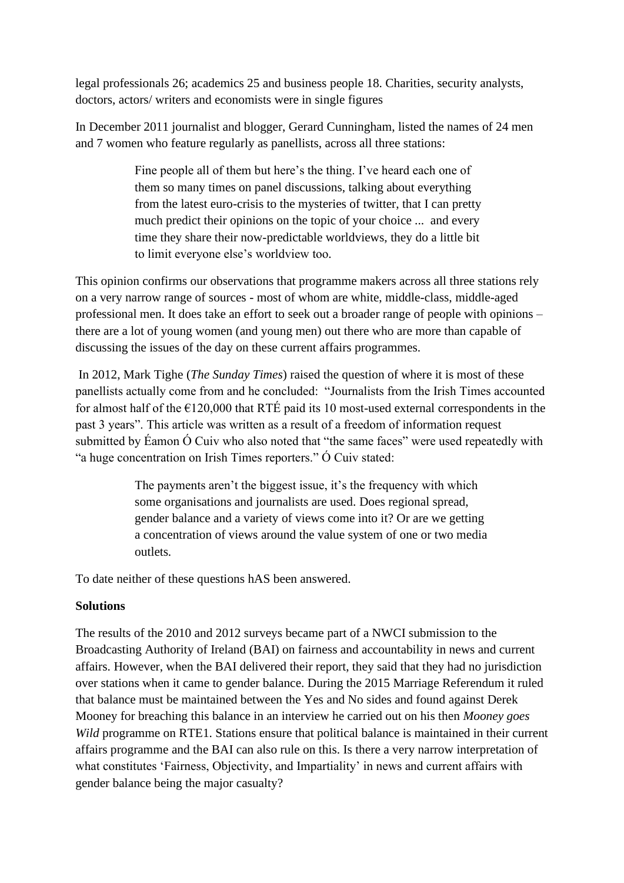legal professionals 26; academics 25 and business people 18. Charities, security analysts, doctors, actors/ writers and economists were in single figures

In December 2011 journalist and blogger, Gerard Cunningham, listed the names of 24 men and 7 women who feature regularly as panellists, across all three stations:

> Fine people all of them but here's the thing. I've heard each one of them so many times on panel discussions, talking about everything from the latest euro-crisis to the mysteries of twitter, that I can pretty much predict their opinions on the topic of your choice ... and every time they share their now-predictable worldviews, they do a little bit to limit everyone else's worldview too.

This opinion confirms our observations that programme makers across all three stations rely on a very narrow range of sources - most of whom are white, middle-class, middle-aged professional men. It does take an effort to seek out a broader range of people with opinions – there are a lot of young women (and young men) out there who are more than capable of discussing the issues of the day on these current affairs programmes.

In 2012, Mark Tighe (*The Sunday Times*) raised the question of where it is most of these panellists actually come from and he concluded: "Journalists from the Irish Times accounted for almost half of the €120,000 that RTÉ paid its 10 most-used external correspondents in the past 3 years". This article was written as a result of a freedom of information request submitted by Éamon Ó Cuiv who also noted that "the same faces" were used repeatedly with "a huge concentration on Irish Times reporters." Ó Cuiv stated:

> The payments aren't the biggest issue, it's the frequency with which some organisations and journalists are used. Does regional spread, gender balance and a variety of views come into it? Or are we getting a concentration of views around the value system of one or two media outlets.

To date neither of these questions hAS been answered.

**Solutions**

The results of the 2010 and 2012 surveys became part of a NWCI submission to the Broadcasting Authority of Ireland (BAI) on fairness and accountability in news and current affairs. However, when the BAI delivered their report, they said that they had no jurisdiction over stations when it came to gender balance. During the 2015 Marriage Referendum it ruled that balance must be maintained between the Yes and No sides and found against Derek Mooney for breaching this balance in an interview he carried out on his then *Mooney goes Wild* programme on RTE1. Stations ensure that political balance is maintained in their current affairs programme and the BAI can also rule on this. Is there a very narrow interpretation of what constitutes 'Fairness, Objectivity, and Impartiality' in news and current affairs with gender balance being the major casualty?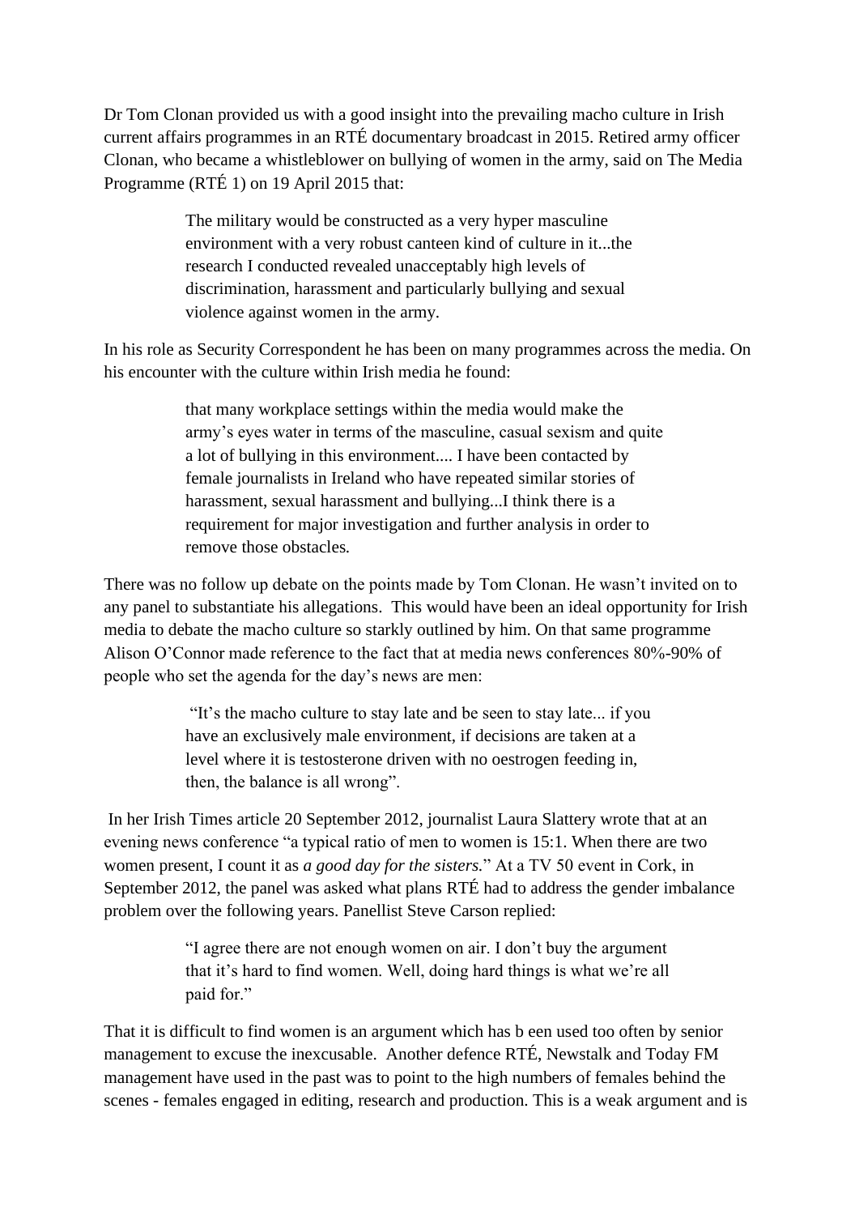Dr Tom Clonan provided us with a good insight into the prevailing macho culture in Irish current affairs programmes in an RTÉ documentary broadcast in 2015. Retired army officer Clonan, who became a whistleblower on bullying of women in the army, said on The Media Programme (RTÉ 1) on 19 April 2015 that:

> The military would be constructed as a very hyper masculine environment with a very robust canteen kind of culture in it...the research I conducted revealed unacceptably high levels of discrimination, harassment and particularly bullying and sexual violence against women in the army.

In his role as Security Correspondent he has been on many programmes across the media. On his encounter with the culture within Irish media he found:

> that many workplace settings within the media would make the army's eyes water in terms of the masculine, casual sexism and quite a lot of bullying in this environment.... I have been contacted by female journalists in Ireland who have repeated similar stories of harassment, sexual harassment and bullying...I think there is a requirement for major investigation and further analysis in order to remove those obstacles.

There was no follow up debate on the points made by Tom Clonan. He wasn't invited on to any panel to substantiate his allegations. This would have been an ideal opportunity for Irish media to debate the macho culture so starkly outlined by him. On that same programme Alison O'Connor made reference to the fact that at media news conferences 80%-90% of people who set the agenda for the day's news are men:

> "It's the macho culture to stay late and be seen to stay late... if you have an exclusively male environment, if decisions are taken at a level where it is testosterone driven with no oestrogen feeding in, then, the balance is all wrong".

In her Irish Times article 20 September 2012, journalist Laura Slattery wrote that at an evening news conference "a typical ratio of men to women is 15:1. When there are two women present, I count it as *a good day for the sisters.*" At a TV 50 event in Cork, in September 2012, the panel was asked what plans RTÉ had to address the gender imbalance problem over the following years. Panellist Steve Carson replied:

> "I agree there are not enough women on air. I don't buy the argument that it's hard to find women. Well, doing hard things is what we're all paid for."

That it is difficult to find women is an argument which has b een used too often by senior management to excuse the inexcusable. Another defence RTÉ, Newstalk and Today FM management have used in the past was to point to the high numbers of females behind the scenes - females engaged in editing, research and production. This is a weak argument and is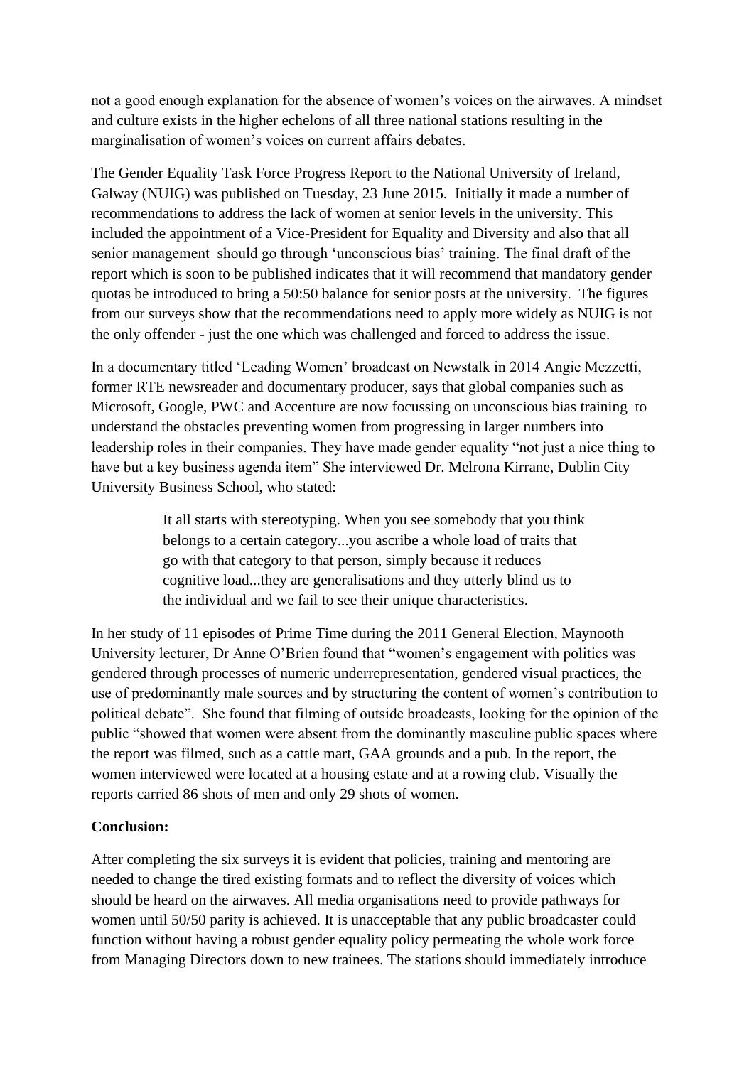not a good enough explanation for the absence of women's voices on the airwaves. A mindset and culture exists in the higher echelons of all three national stations resulting in the marginalisation of women's voices on current affairs debates.

The Gender Equality Task Force Progress Report to the National University of Ireland, Galway (NUIG) was published on Tuesday, 23 June 2015. Initially it made a number of recommendations to address the lack of women at senior levels in the university. This included the appointment of a Vice-President for Equality and Diversity and also that all senior management should go through 'unconscious bias' training. The final draft of the report which is soon to be published indicates that it will recommend that mandatory gender quotas be introduced to bring a 50:50 balance for senior posts at the university. The figures from our surveys show that the recommendations need to apply more widely as NUIG is not the only offender - just the one which was challenged and forced to address the issue.

In a documentary titled 'Leading Women' broadcast on Newstalk in 2014 Angie Mezzetti, former RTE newsreader and documentary producer, says that global companies such as Microsoft, Google, PWC and Accenture are now focussing on unconscious bias training to understand the obstacles preventing women from progressing in larger numbers into leadership roles in their companies. They have made gender equality "not just a nice thing to have but a key business agenda item" She interviewed Dr. Melrona Kirrane, Dublin City University Business School, who stated:

> It all starts with stereotyping. When you see somebody that you think belongs to a certain category...you ascribe a whole load of traits that go with that category to that person, simply because it reduces cognitive load...they are generalisations and they utterly blind us to the individual and we fail to see their unique characteristics.

In her study of 11 episodes of Prime Time during the 2011 General Election, Maynooth University lecturer, Dr Anne O'Brien found that "women's engagement with politics was gendered through processes of numeric underrepresentation, gendered visual practices, the use of predominantly male sources and by structuring the content of women's contribution to political debate". She found that filming of outside broadcasts, looking for the opinion of the public "showed that women were absent from the dominantly masculine public spaces where the report was filmed, such as a cattle mart, GAA grounds and a pub. In the report, the women interviewed were located at a housing estate and at a rowing club. Visually the reports carried 86 shots of men and only 29 shots of women.

**Conclusion:**

After completing the six surveys it is evident that policies, training and mentoring are needed to change the tired existing formats and to reflect the diversity of voices which should be heard on the airwaves. All media organisations need to provide pathways for women until 50/50 parity is achieved. It is unacceptable that any public broadcaster could function without having a robust gender equality policy permeating the whole work force from Managing Directors down to new trainees. The stations should immediately introduce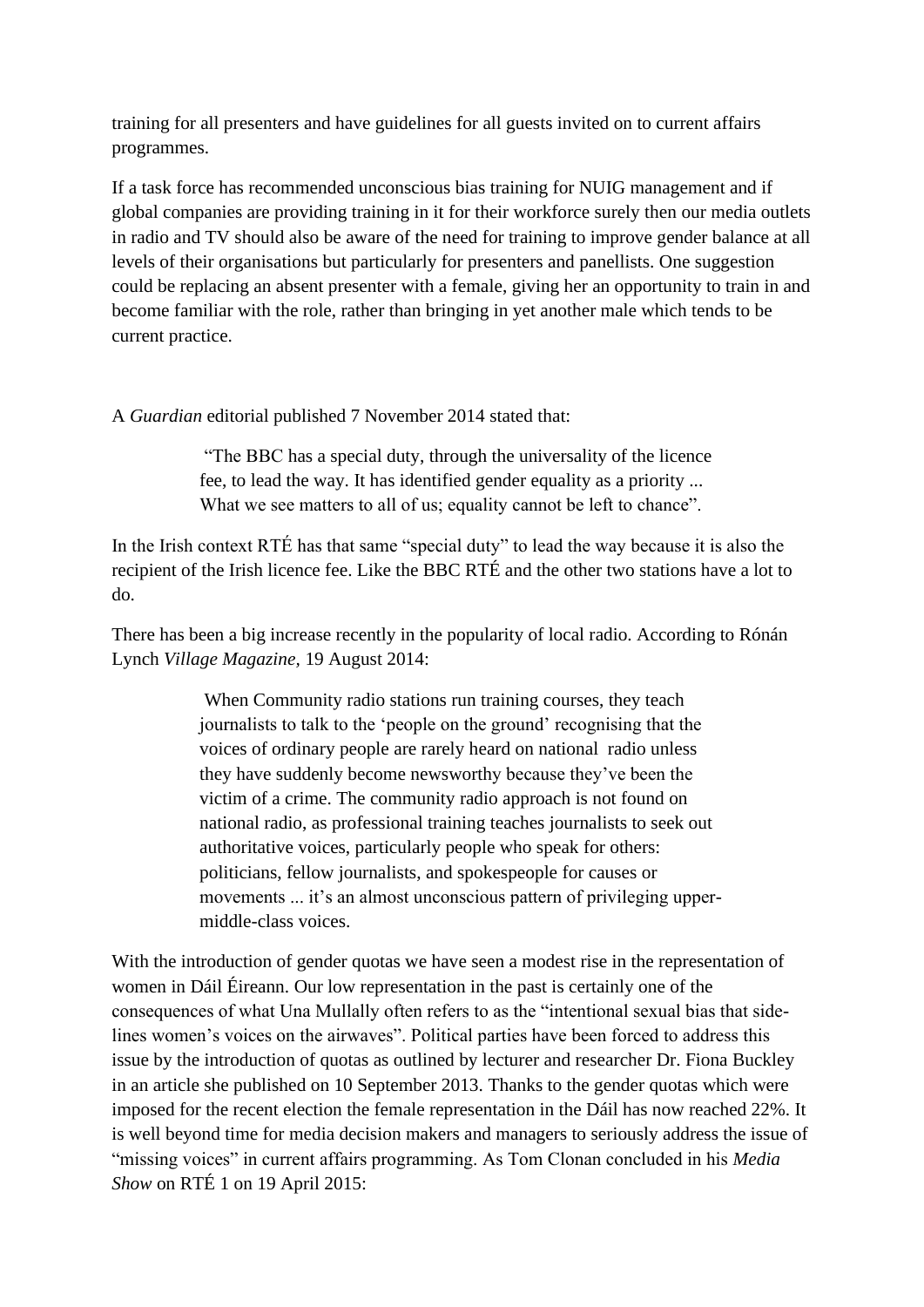training for all presenters and have guidelines for all guests invited on to current affairs programmes.

If a task force has recommended unconscious bias training for NUIG management and if global companies are providing training in it for their workforce surely then our media outlets in radio and TV should also be aware of the need for training to improve gender balance at all levels of their organisations but particularly for presenters and panellists. One suggestion could be replacing an absent presenter with a female, giving her an opportunity to train in and become familiar with the role, rather than bringing in yet another male which tends to be current practice.

A *Guardian* editorial published 7 November 2014 stated that:

> "The BBC has a special duty, through the universality of the licence fee, to lead the way. It has identified gender equality as a priority ... What we see matters to all of us; equality cannot be left to chance".

In the Irish context RTÉ has that same "special duty" to lead the way because it is also the recipient of the Irish licence fee. Like the BBC RTÉ and the other two stations have a lot to do.

There has been a big increase recently in the popularity of local radio. According to Rónán Lynch *Village Magazine,* 19 August 2014:

> When Community radio stations run training courses, they teach journalists to talk to the 'people on the ground' recognising that the voices of ordinary people are rarely heard on national radio unless they have suddenly become newsworthy because they've been the victim of a crime. The community radio approach is not found on national radio, as professional training teaches journalists to seek out authoritative voices, particularly people who speak for others: politicians, fellow journalists, and spokespeople for causes or movements ... it's an almost unconscious pattern of privileging upper-middle-class voices.

With the introduction of gender quotas we have seen a modest rise in the representation of women in Dáil Éireann. Our low representation in the past is certainly one of the consequences of what Una Mullally often refers to as the "intentional sexual bias that side-lines women's voices on the airwaves". Political parties have been forced to address this issue by the introduction of quotas as outlined by lecturer and researcher Dr. Fiona Buckley in an article she published on 10 September 2013. Thanks to the gender quotas which were imposed for the recent election the female representation in the Dáil has now reached 22%. It is well beyond time for media decision makers and managers to seriously address the issue of "missing voices" in current affairs programming. As Tom Clonan concluded in his *Media Show* on RTÉ 1 on 19 April 2015: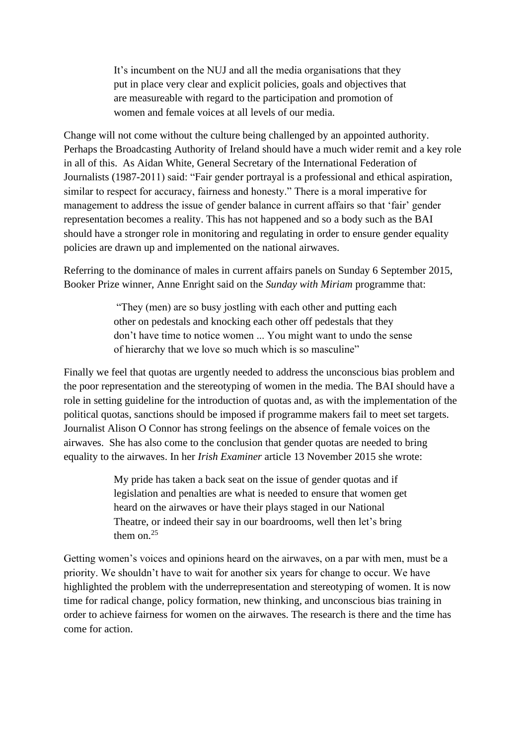> It's incumbent on the NUJ and all the media organisations that they put in place very clear and explicit policies, goals and objectives that are measureable with regard to the participation and promotion of women and female voices at all levels of our media.

Change will not come without the culture being challenged by an appointed authority. Perhaps the Broadcasting Authority of Ireland should have a much wider remit and a key role in all of this. As Aidan White, General Secretary of the International Federation of Journalists (1987-2011) said: "Fair gender portrayal is a professional and ethical aspiration, similar to respect for accuracy, fairness and honesty." There is a moral imperative for management to address the issue of gender balance in current affairs so that 'fair' gender representation becomes a reality. This has not happened and so a body such as the BAI should have a stronger role in monitoring and regulating in order to ensure gender equality policies are drawn up and implemented on the national airwaves.

Referring to the dominance of males in current affairs panels on Sunday 6 September 2015, Booker Prize winner, Anne Enright said on the *Sunday with Miriam* programme that:

> "They (men) are so busy jostling with each other and putting each other on pedestals and knocking each other off pedestals that they don't have time to notice women ... You might want to undo the sense of hierarchy that we love so much which is so masculine"

Finally we feel that quotas are urgently needed to address the unconscious bias problem and the poor representation and the stereotyping of women in the media. The BAI should have a role in setting guideline for the introduction of quotas and, as with the implementation of the political quotas, sanctions should be imposed if programme makers fail to meet set targets. Journalist Alison O Connor has strong feelings on the absence of female voices on the airwaves. She has also come to the conclusion that gender quotas are needed to bring equality to the airwaves. In her *Irish Examiner* article 13 November 2015 she wrote:

> My pride has taken a back seat on the issue of gender quotas and if legislation and penalties are what is needed to ensure that women get heard on the airwaves or have their plays staged in our National Theatre, or indeed their say in our boardrooms, well then let's bring them on.[25]

Getting women's voices and opinions heard on the airwaves, on a par with men, must be a priority. We shouldn't have to wait for another six years for change to occur. We have highlighted the problem with the underrepresentation and stereotyping of women. It is now time for radical change, policy formation, new thinking, and unconscious bias training in order to achieve fairness for women on the airwaves. The research is there and the time has come for action.